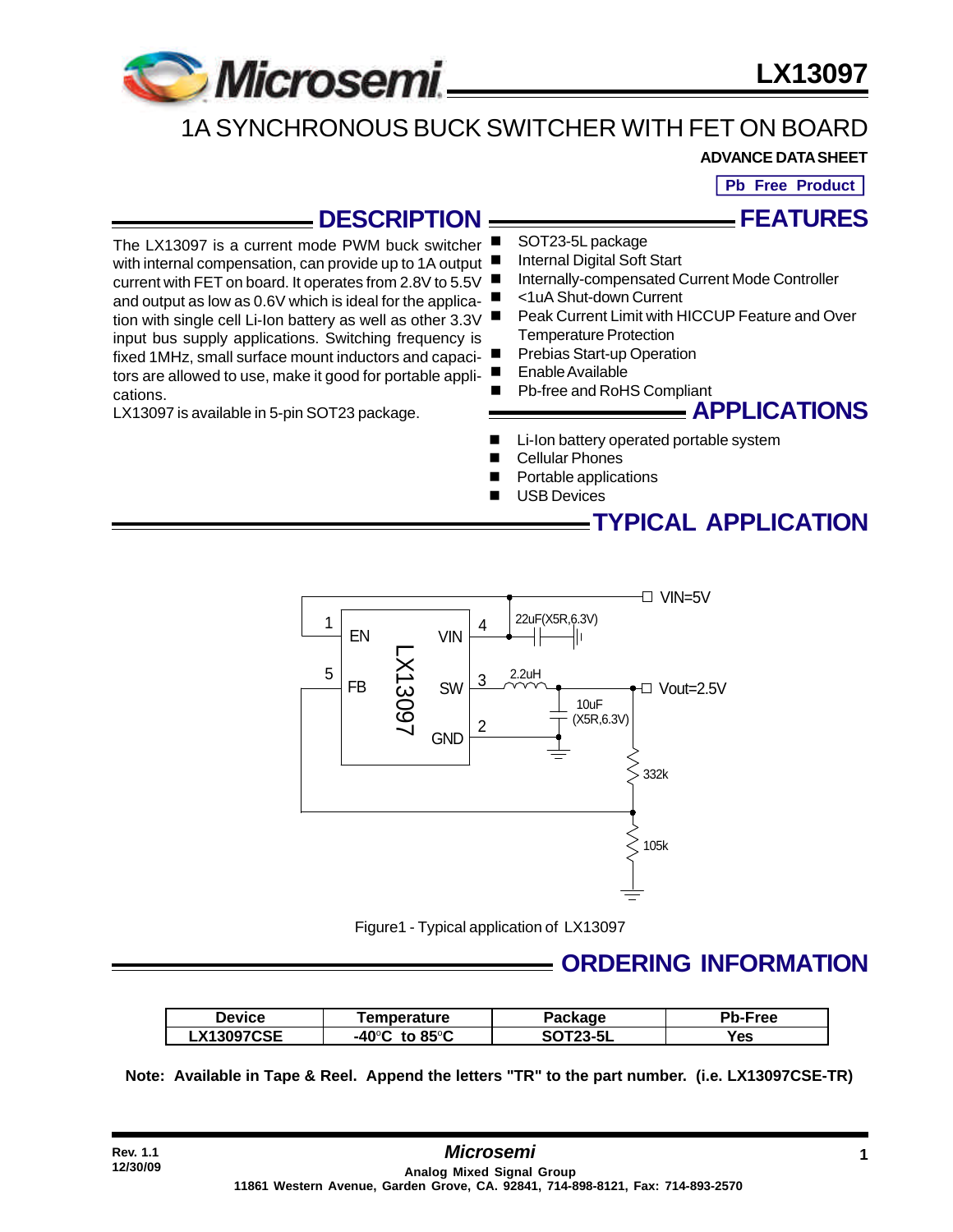# LX13097

## 1A SYNCHRONOUS BUCK SWITCHER WITH FET ON BOARD

**ADVANCE DATA SHEET**

**Pb Free Product**

## DESCRIPTION

The LX13097 is a current mode PWM buck switcher with internal compensation, can provide up to 1A output current with FET on board. It operates from 2.8V to 5.5V and output as low as 0.6V which is ideal for the application with single cell Li-Ion battery as well as other 3.3V input bus supply applications. Switching frequency is fixed 1MHz, small surface mount inductors and capacitors are allowed to use, make it good for portable applications.

LX13097 is available in 5-pin SOT23 package.

## FEATURES

- SOT23-5L package
- Internal Digital Soft Start
- Internally-compensated Current Mode Controller
- <1uA Shut-down Current
- Peak Current Limit with HICCUP Feature and Over Temperature Protection
- Prebias Start-up Operation
- Enable Available
- Pb-free and RoHS Compliant

## APPLICATIONS

- Li-Ion battery operated portable system
- Cellular Phones
- Portable applications
- USB Devices

## TYPICAL APPLICATION

Figure1 - Typical application of LX13097

## ORDERING INFORMATION

| Device | Temperature | Package | Pb-Free |
|---|---|---|---|
| LX13097CSE | -40°C to 85°C | SOT23-5L | Yes |

**Note: Available in Tape & Reel. Append the letters "TR" to the part number. (i.e. LX13097CSE-TR)**

Rev. 1.1
12/30/09

*Microsemi*
Analog Mixed Signal Group
11861 Western Avenue, Garden Grove, CA. 92841, 714-898-8121, Fax: 714-893-2570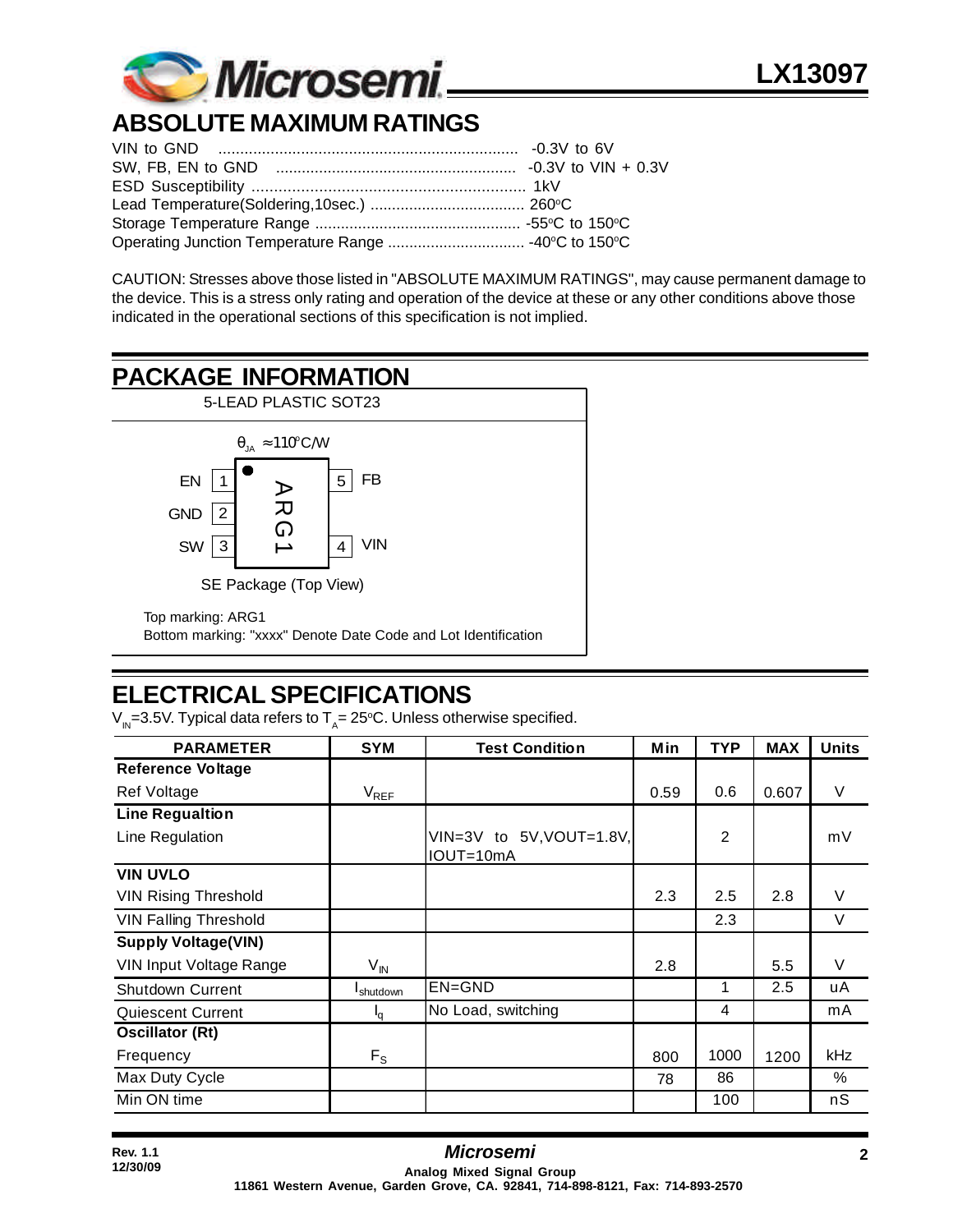## ABSOLUTE MAXIMUM RATINGS

VIN to GND ..................................................................... -0.3V to 6V
SW, FB, EN to GND ........................................................ -0.3V to VIN + 0.3V
ESD Susceptibility ............................................................... 1kV
Lead Temperature(Soldering,10sec.) .................................... 260°C
Storage Temperature Range ................................................ -55°C to 150°C
Operating Junction Temperature Range ................................ -40°C to 150°C

CAUTION: Stresses above those listed in "ABSOLUTE MAXIMUM RATINGS", may cause permanent damage to the device. This is a stress only rating and operation of the device at these or any other conditions above those indicated in the operational sections of this specification is not implied.

## PACKAGE INFORMATION

5-LEAD PLASTIC SOT23

$\theta_{JA} \approx 110°C/W$

| Pin | Name | Pin | Name |
|---|---|---|---|
| 1 | EN | 5 | FB |
| 2 | GND | | |
| 3 | SW | 4 | VIN |

ARG1

SE Package (Top View)

Top marking: ARG1
Bottom marking: "xxxx" Denote Date Code and Lot Identification

## ELECTRICAL SPECIFICATIONS

$V_{IN}$=3.5V. Typical data refers to $T_A$= 25°C. Unless otherwise specified.

| PARAMETER | SYM | Test Condition | Min | TYP | MAX | Units |
|---|---|---|---|---|---|---|
| **Reference Voltage** | | | | | | |
| Ref Voltage | $V_{REF}$ | | 0.59 | 0.6 | 0.607 | V |
| **Line Regualtion** | | | | | | |
| Line Regulation | | VIN=3V to 5V,VOUT=1.8V, IOUT=10mA | | 2 | | mV |
| **VIN UVLO** | | | | | | |
| VIN Rising Threshold | | | 2.3 | 2.5 | 2.8 | V |
| VIN Falling Threshold | | | | 2.3 | | V |
| **Supply Voltage(VIN)** | | | | | | |
| VIN Input Voltage Range | $V_{IN}$ | | 2.8 | | 5.5 | V |
| Shutdown Current | $I_{shutdown}$ | EN=GND | | 1 | 2.5 | uA |
| Quiescent Current | $I_q$ | No Load, switching | | 4 | | mA |
| **Oscillator (Rt)** | | | | | | |
| Frequency | $F_S$ | | 800 | 1000 | 1200 | kHz |
| Max Duty Cycle | | | 78 | 86 | | % |
| Min ON time | | | | 100 | | nS |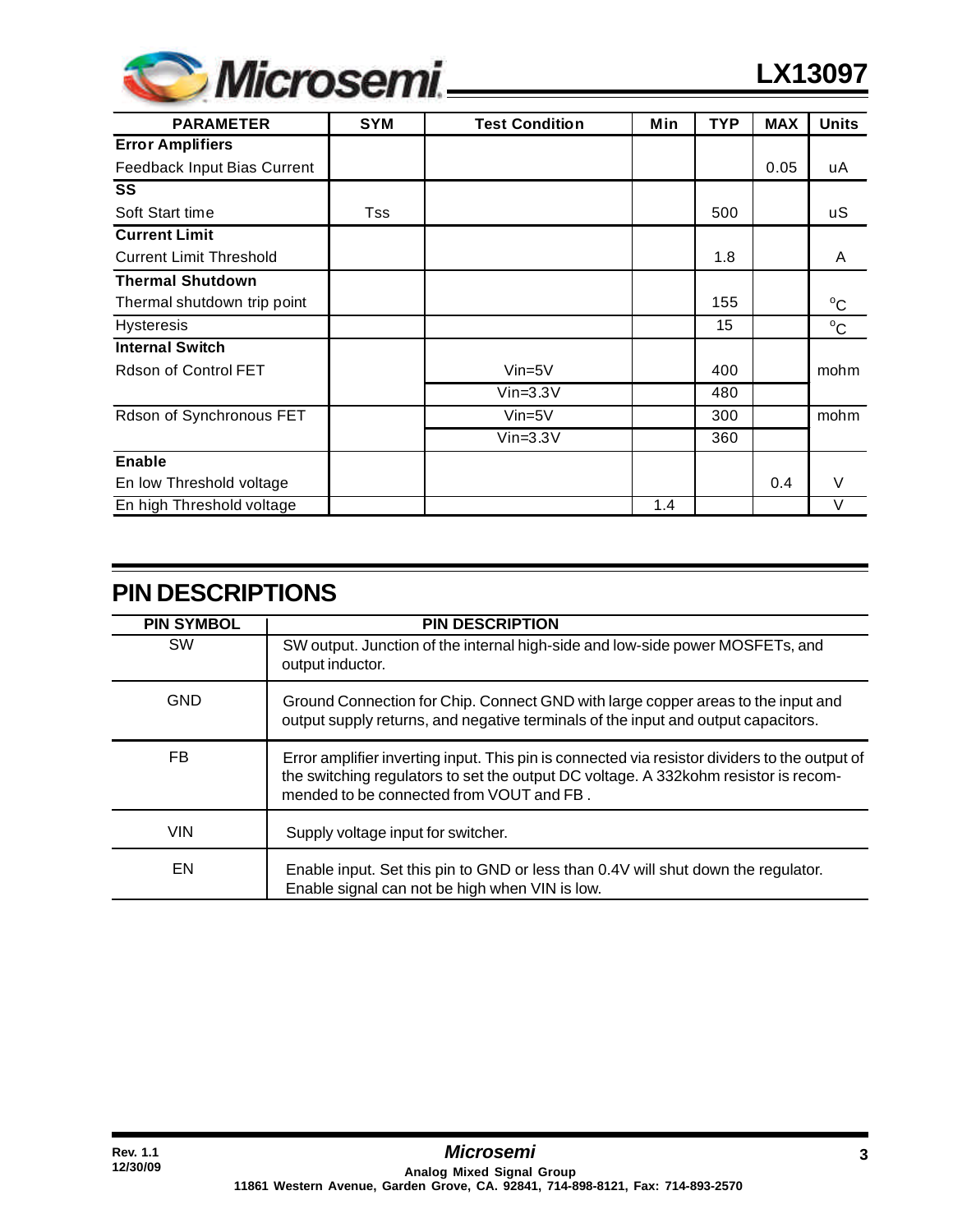| PARAMETER | SYM | Test Condition | Min | TYP | MAX | Units |
|---|---|---|---|---|---|---|
| **Error Amplifiers** | | | | | | |
| Feedback Input Bias Current | | | | | 0.05 | uA |
| **SS** | | | | | | |
| Soft Start time | Tss | | | 500 | | uS |
| **Current Limit** | | | | | | |
| Current Limit Threshold | | | | 1.8 | | A |
| **Thermal Shutdown** | | | | | | |
| Thermal shutdown trip point | | | | 155 | | °C |
| Hysteresis | | | | 15 | | °C |
| **Internal Switch** | | | | | | |
| Rdson of Control FET | | Vin=5V | | 400 | | mohm |
| | | Vin=3.3V | | 480 | | |
| Rdson of Synchronous FET | | Vin=5V | | 300 | | mohm |
| | | Vin=3.3V | | 360 | | |
| **Enable** | | | | | | |
| En low Threshold voltage | | | | | 0.4 | V |
| En high Threshold voltage | | | 1.4 | | | V |

## PIN DESCRIPTIONS

| PIN SYMBOL | PIN DESCRIPTION |
|---|---|
| SW | SW output. Junction of the internal high-side and low-side power MOSFETs, and output inductor. |
| GND | Ground Connection for Chip. Connect GND with large copper areas to the input and output supply returns, and negative terminals of the input and output capacitors. |
| FB | Error amplifier inverting input. This pin is connected via resistor dividers to the output of the switching regulators to set the output DC voltage. A 332kohm resistor is recommended to be connected from VOUT and FB . |
| VIN | Supply voltage input for switcher. |
| EN | Enable input. Set this pin to GND or less than 0.4V will shut down the regulator. Enable signal can not be high when VIN is low. |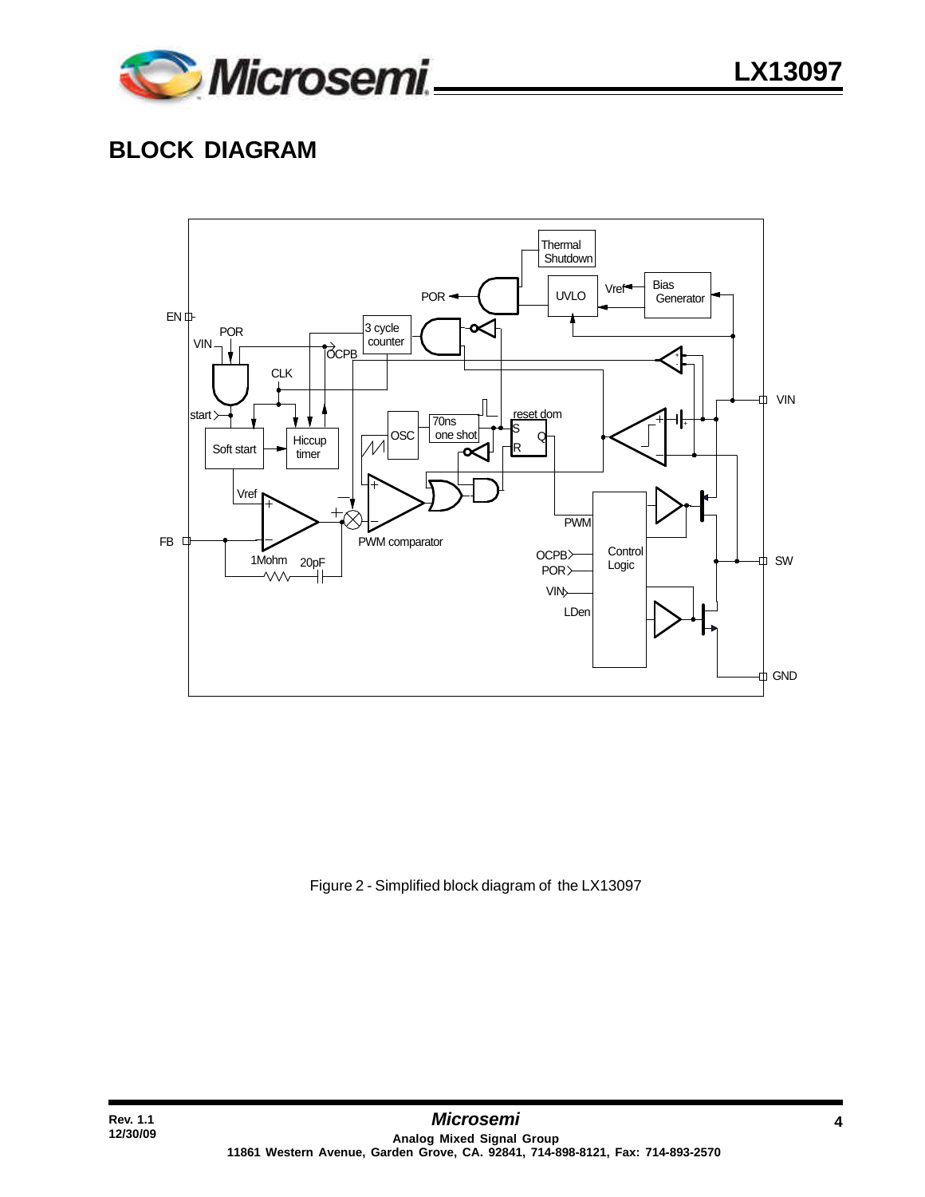## BLOCK DIAGRAM

Figure 2 - Simplified block diagram of the LX13097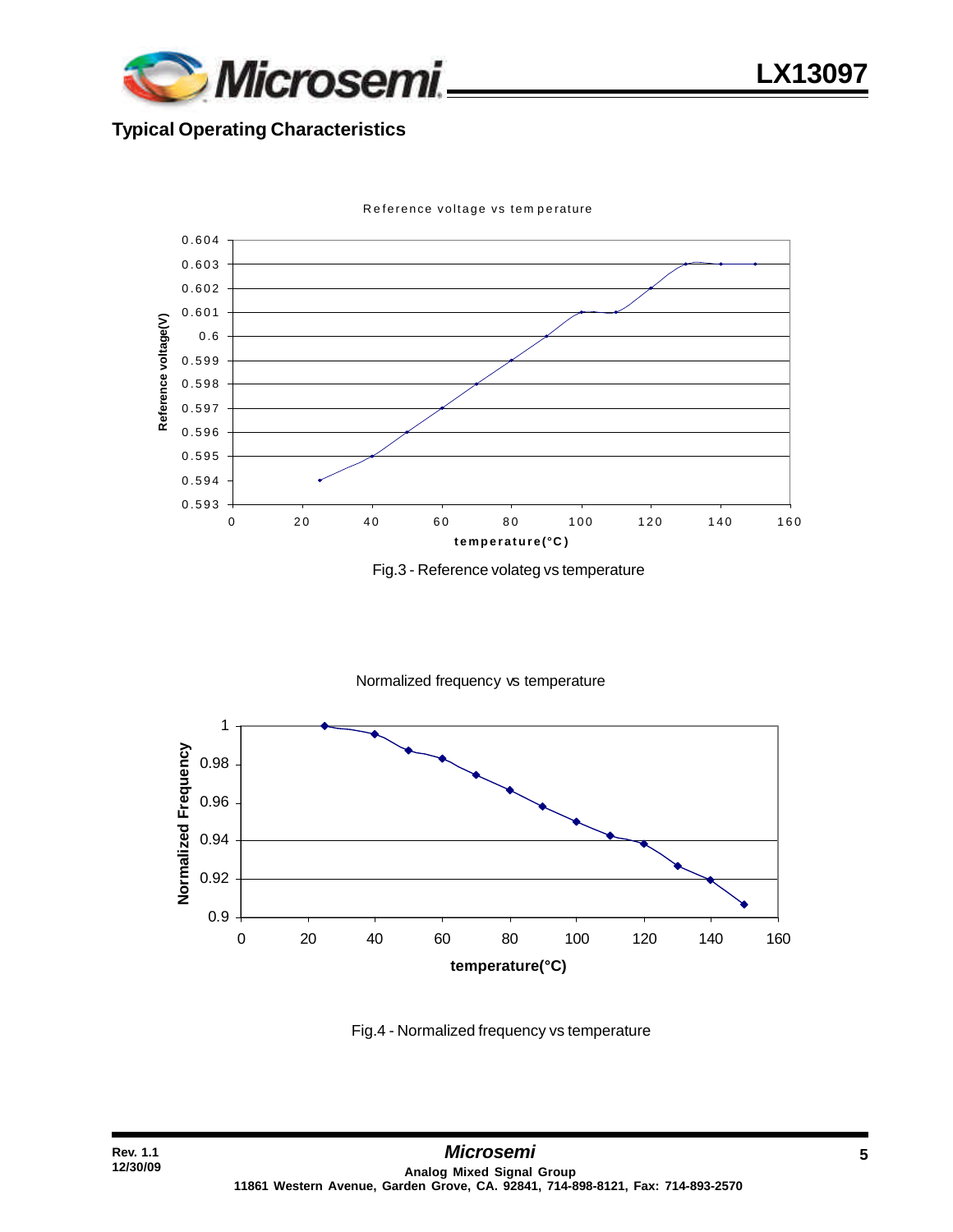## Typical Operating Characteristics

Reference voltage vs temperature

Fig.3 - Reference volateg vs temperature

Normalized frequency vs temperature

Fig.4 - Normalized frequency vs temperature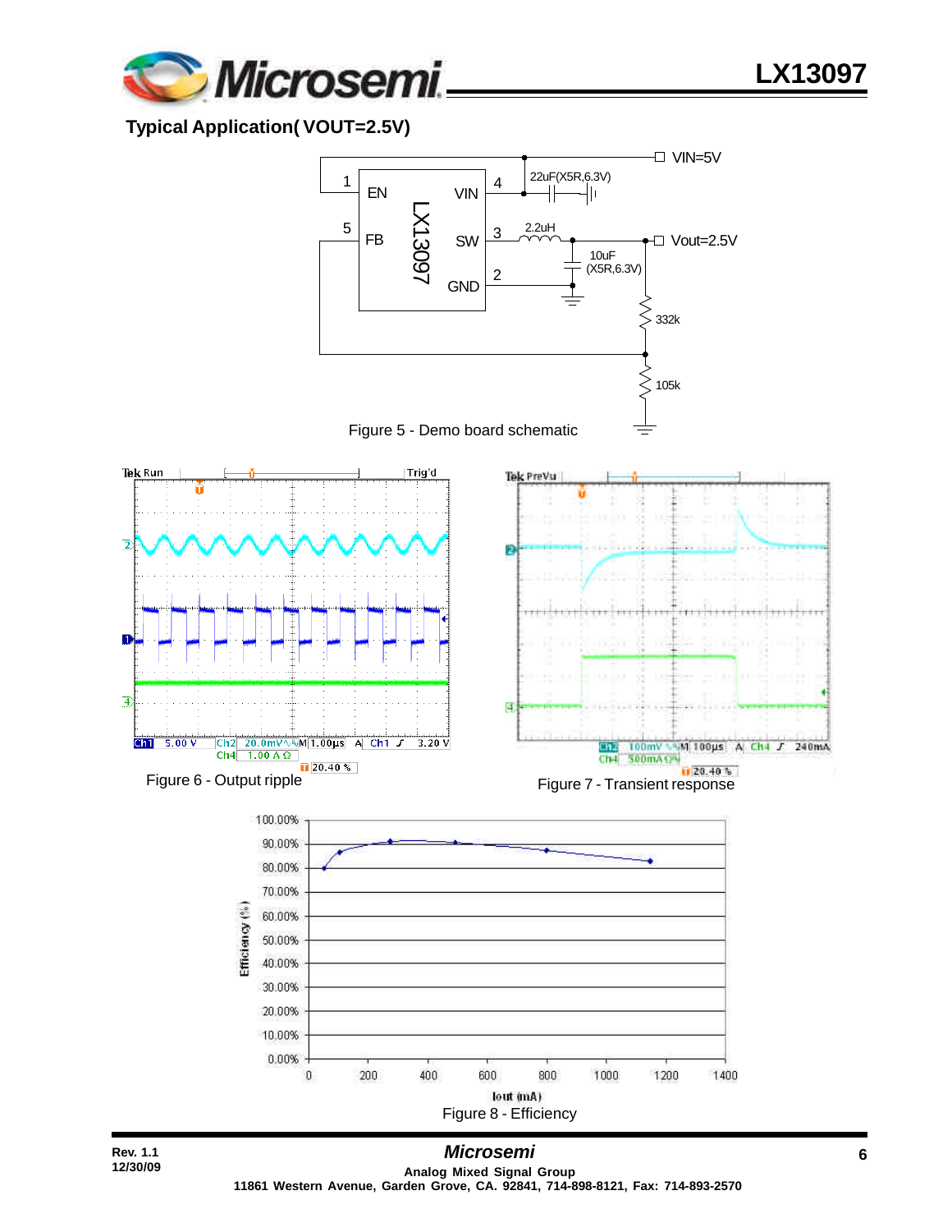## Typical Application( VOUT=2.5V)

Figure 5 - Demo board schematic

Figure 6 - Output ripple

Figure 7 - Transient response

Figure 8 - Efficiency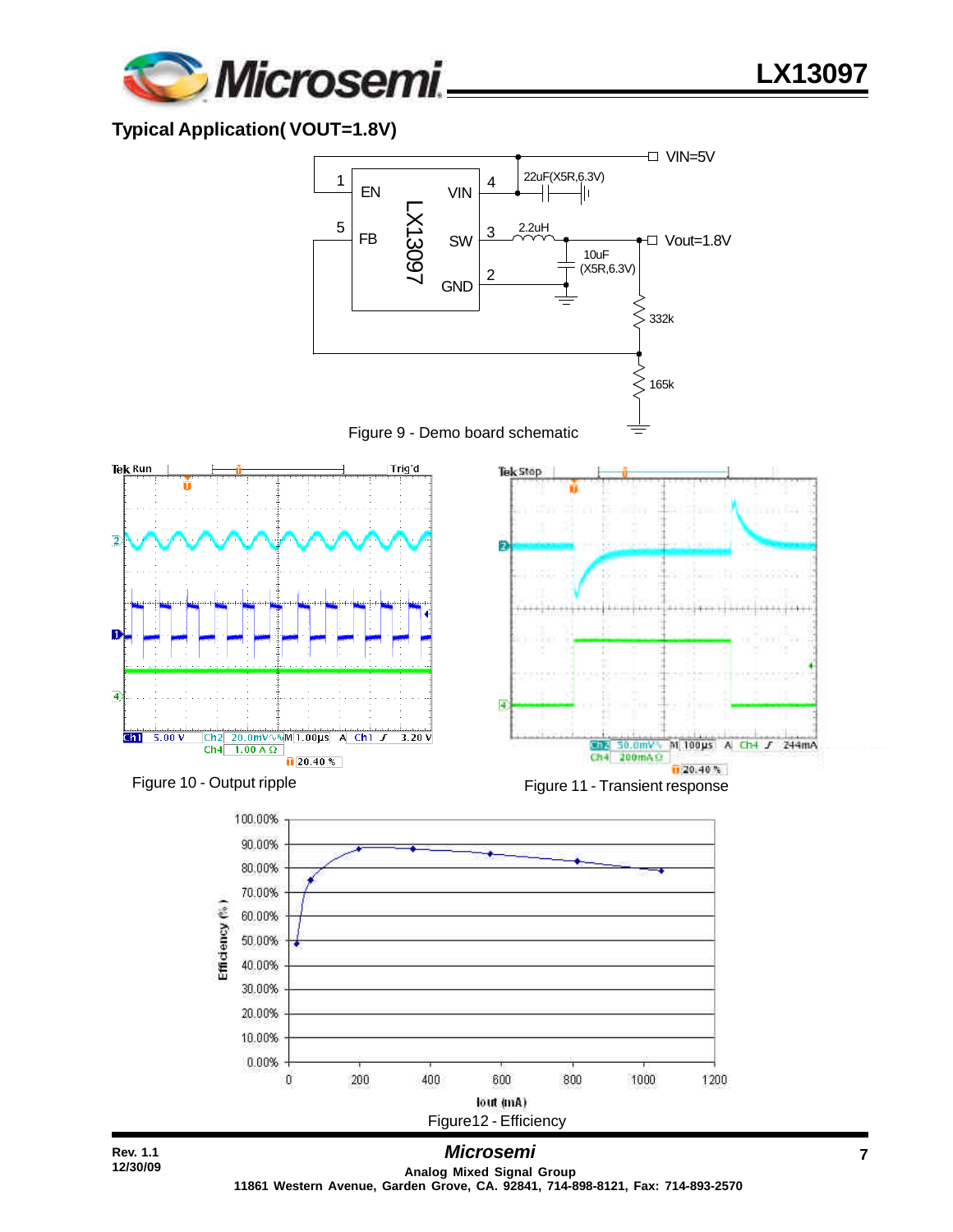## Typical Application( VOUT=1.8V)

Figure 9 - Demo board schematic

Figure 10 - Output ripple

Figure 11 - Transient response

Figure12 - Efficiency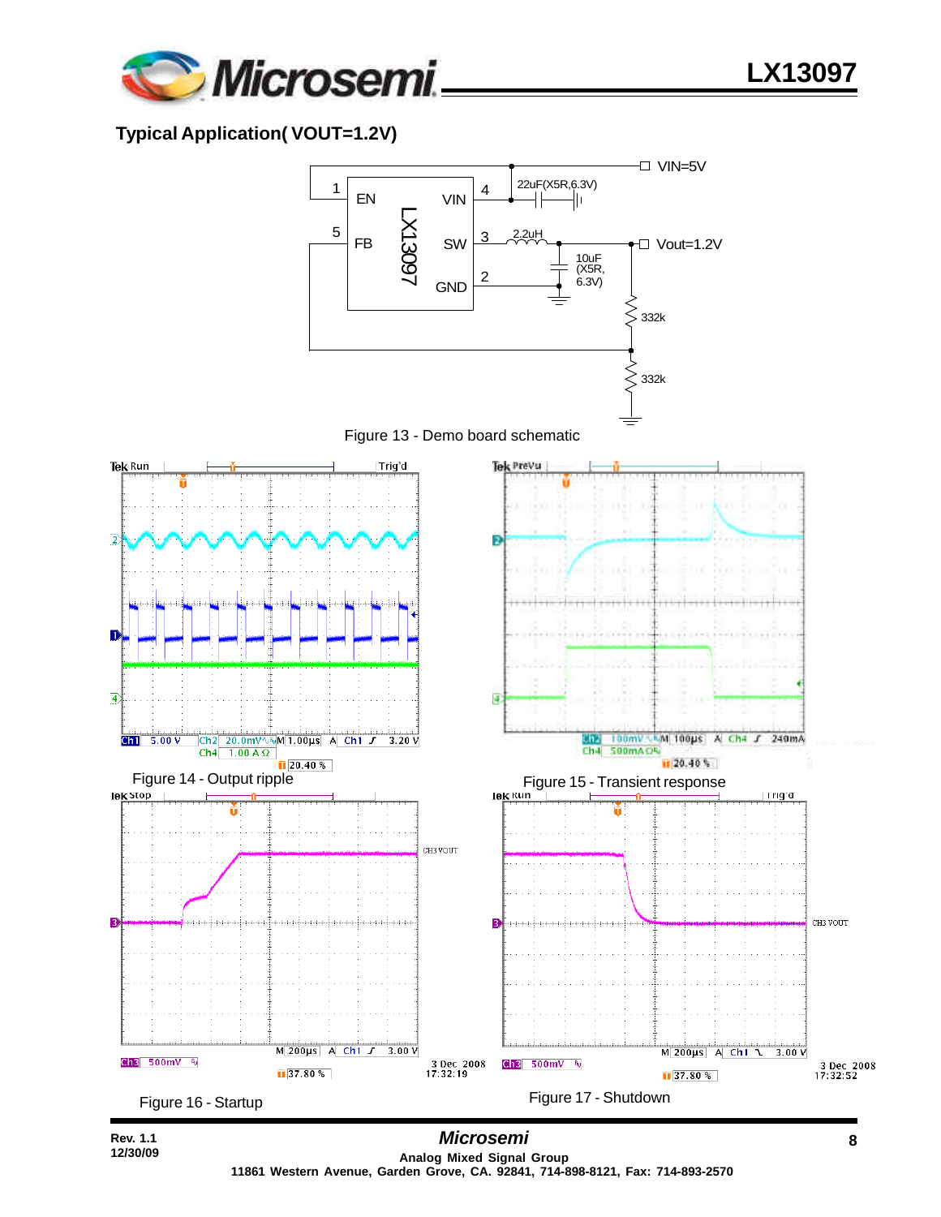## Typical Application( VOUT=1.2V)

Figure 13 - Demo board schematic

Figure 14 - Output ripple

Figure 15 - Transient response

Figure 16 - Startup

Figure 17 - Shutdown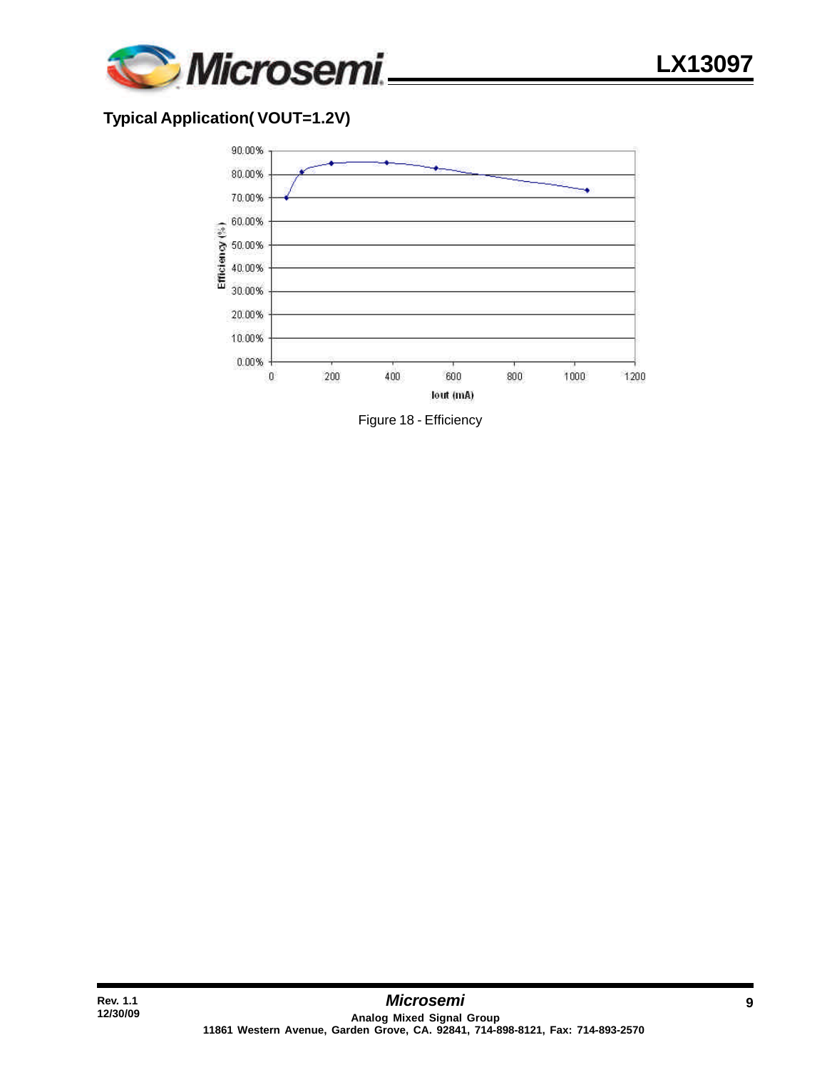## Typical Application( VOUT=1.2V)

Figure 18 - Efficiency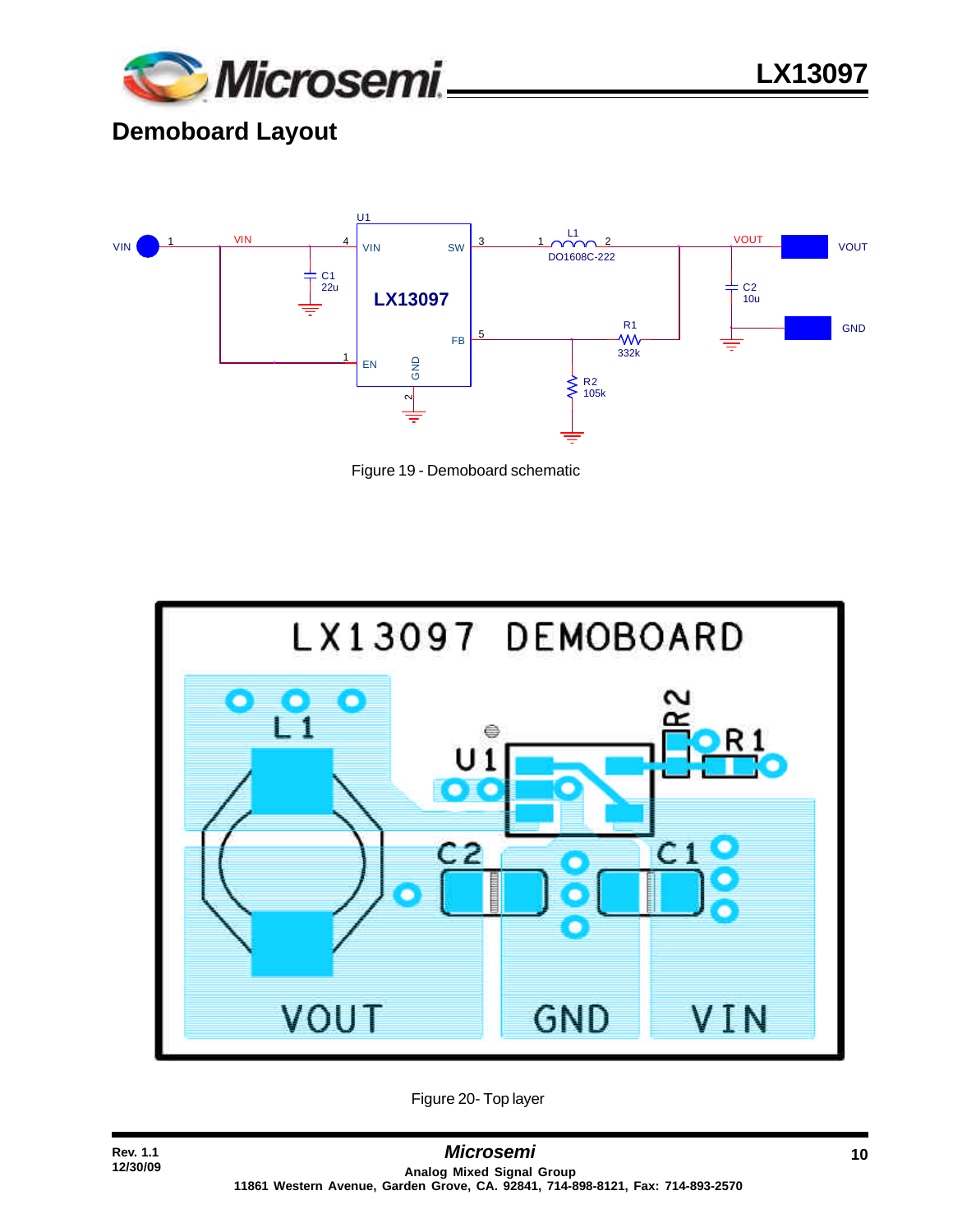## Demoboard Layout

Figure 19 - Demoboard schematic

Figure 20- Top layer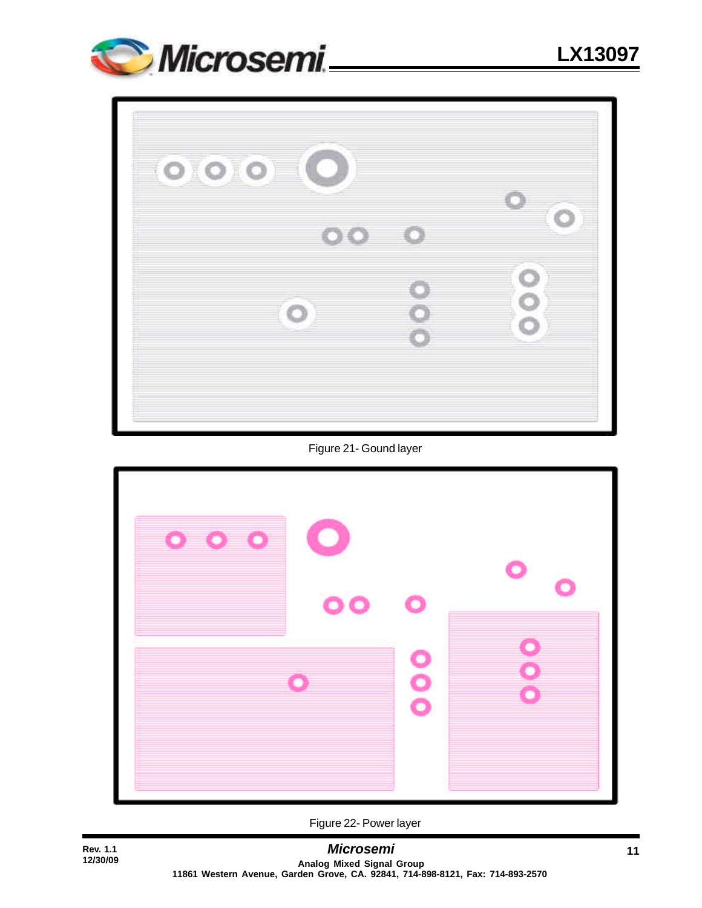Figure 21- Gound layer

Figure 22- Power layer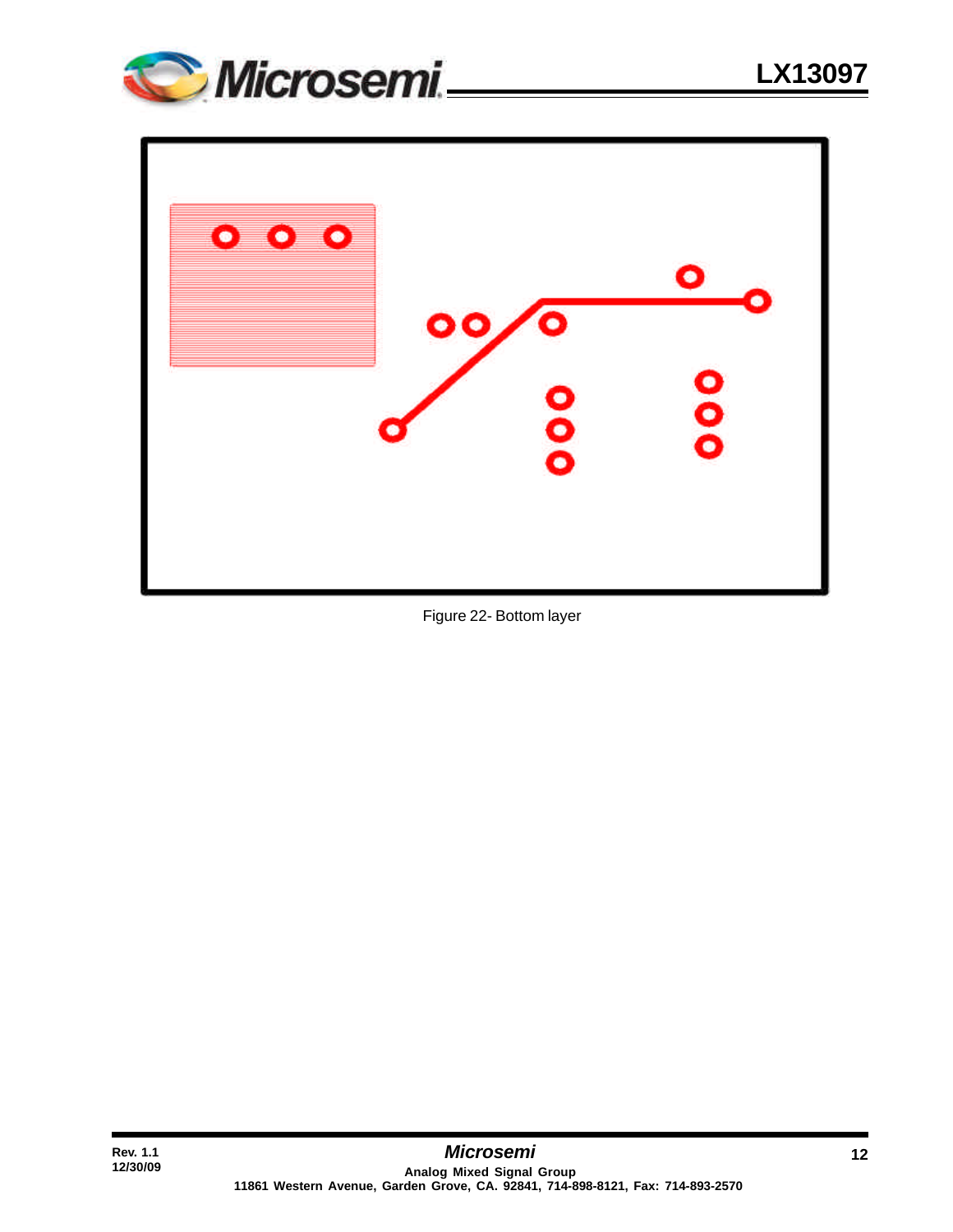Figure 22- Bottom layer